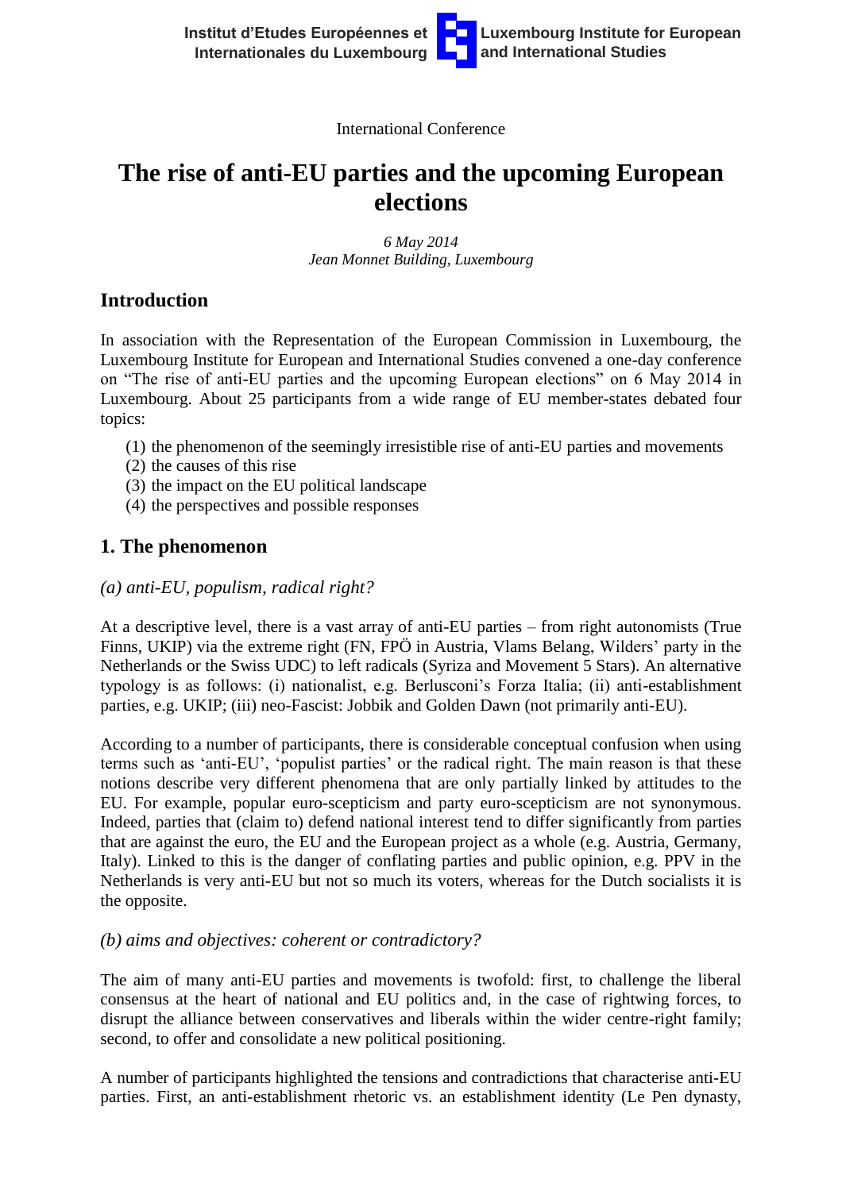Institut d'Etudes Européennes et Internationales du Luxembourg

Luxembourg Institute for European and International Studies

International Conference

# The rise of anti-EU parties and the upcoming European elections

*6 May 2014*
*Jean Monnet Building, Luxembourg*

## Introduction

In association with the Representation of the European Commission in Luxembourg, the Luxembourg Institute for European and International Studies convened a one-day conference on "The rise of anti-EU parties and the upcoming European elections" on 6 May 2014 in Luxembourg. About 25 participants from a wide range of EU member-states debated four topics:

(1) the phenomenon of the seemingly irresistible rise of anti-EU parties and movements
(2) the causes of this rise
(3) the impact on the EU political landscape
(4) the perspectives and possible responses

## 1. The phenomenon

### *(a) anti-EU, populism, radical right?*

At a descriptive level, there is a vast array of anti-EU parties – from right autonomists (True Finns, UKIP) via the extreme right (FN, FPÖ in Austria, Vlams Belang, Wilders' party in the Netherlands or the Swiss UDC) to left radicals (Syriza and Movement 5 Stars). An alternative typology is as follows: (i) nationalist, e.g. Berlusconi's Forza Italia; (ii) anti-establishment parties, e.g. UKIP; (iii) neo-Fascist: Jobbik and Golden Dawn (not primarily anti-EU).

According to a number of participants, there is considerable conceptual confusion when using terms such as 'anti-EU', 'populist parties' or the radical right. The main reason is that these notions describe very different phenomena that are only partially linked by attitudes to the EU. For example, popular euro-scepticism and party euro-scepticism are not synonymous. Indeed, parties that (claim to) defend national interest tend to differ significantly from parties that are against the euro, the EU and the European project as a whole (e.g. Austria, Germany, Italy). Linked to this is the danger of conflating parties and public opinion, e.g. PPV in the Netherlands is very anti-EU but not so much its voters, whereas for the Dutch socialists it is the opposite.

### *(b) aims and objectives: coherent or contradictory?*

The aim of many anti-EU parties and movements is twofold: first, to challenge the liberal consensus at the heart of national and EU politics and, in the case of rightwing forces, to disrupt the alliance between conservatives and liberals within the wider centre-right family; second, to offer and consolidate a new political positioning.

A number of participants highlighted the tensions and contradictions that characterise anti-EU parties. First, an anti-establishment rhetoric vs. an establishment identity (Le Pen dynasty,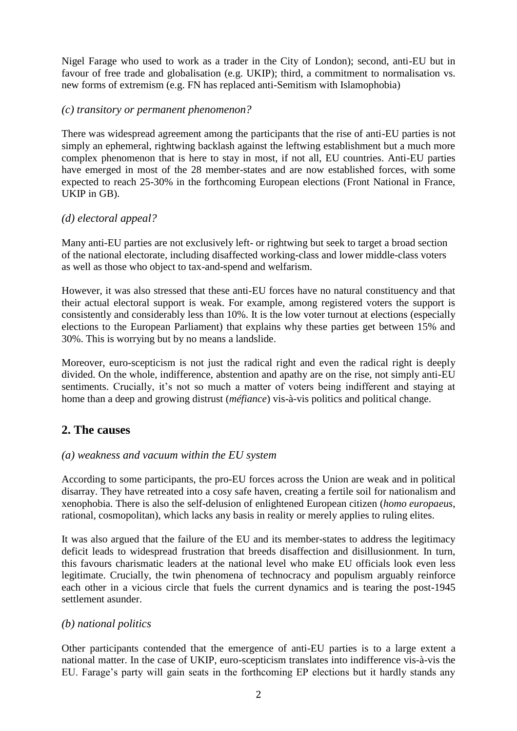Nigel Farage who used to work as a trader in the City of London); second, anti-EU but in favour of free trade and globalisation (e.g. UKIP); third, a commitment to normalisation vs. new forms of extremism (e.g. FN has replaced anti-Semitism with Islamophobia)

### *(c) transitory or permanent phenomenon?*

There was widespread agreement among the participants that the rise of anti-EU parties is not simply an ephemeral, rightwing backlash against the leftwing establishment but a much more complex phenomenon that is here to stay in most, if not all, EU countries. Anti-EU parties have emerged in most of the 28 member-states and are now established forces, with some expected to reach 25-30% in the forthcoming European elections (Front National in France, UKIP in GB).

### *(d) electoral appeal?*

Many anti-EU parties are not exclusively left- or rightwing but seek to target a broad section of the national electorate, including disaffected working-class and lower middle-class voters as well as those who object to tax-and-spend and welfarism.

However, it was also stressed that these anti-EU forces have no natural constituency and that their actual electoral support is weak. For example, among registered voters the support is consistently and considerably less than 10%. It is the low voter turnout at elections (especially elections to the European Parliament) that explains why these parties get between 15% and 30%. This is worrying but by no means a landslide.

Moreover, euro-scepticism is not just the radical right and even the radical right is deeply divided. On the whole, indifference, abstention and apathy are on the rise, not simply anti-EU sentiments. Crucially, it's not so much a matter of voters being indifferent and staying at home than a deep and growing distrust (*méfiance*) vis-à-vis politics and political change.

## 2. The causes

### *(a) weakness and vacuum within the EU system*

According to some participants, the pro-EU forces across the Union are weak and in political disarray. They have retreated into a cosy safe haven, creating a fertile soil for nationalism and xenophobia. There is also the self-delusion of enlightened European citizen (*homo europaeus*, rational, cosmopolitan), which lacks any basis in reality or merely applies to ruling elites.

It was also argued that the failure of the EU and its member-states to address the legitimacy deficit leads to widespread frustration that breeds disaffection and disillusionment. In turn, this favours charismatic leaders at the national level who make EU officials look even less legitimate. Crucially, the twin phenomena of technocracy and populism arguably reinforce each other in a vicious circle that fuels the current dynamics and is tearing the post-1945 settlement asunder.

### *(b) national politics*

Other participants contended that the emergence of anti-EU parties is to a large extent a national matter. In the case of UKIP, euro-scepticism translates into indifference vis-à-vis the EU. Farage's party will gain seats in the forthcoming EP elections but it hardly stands any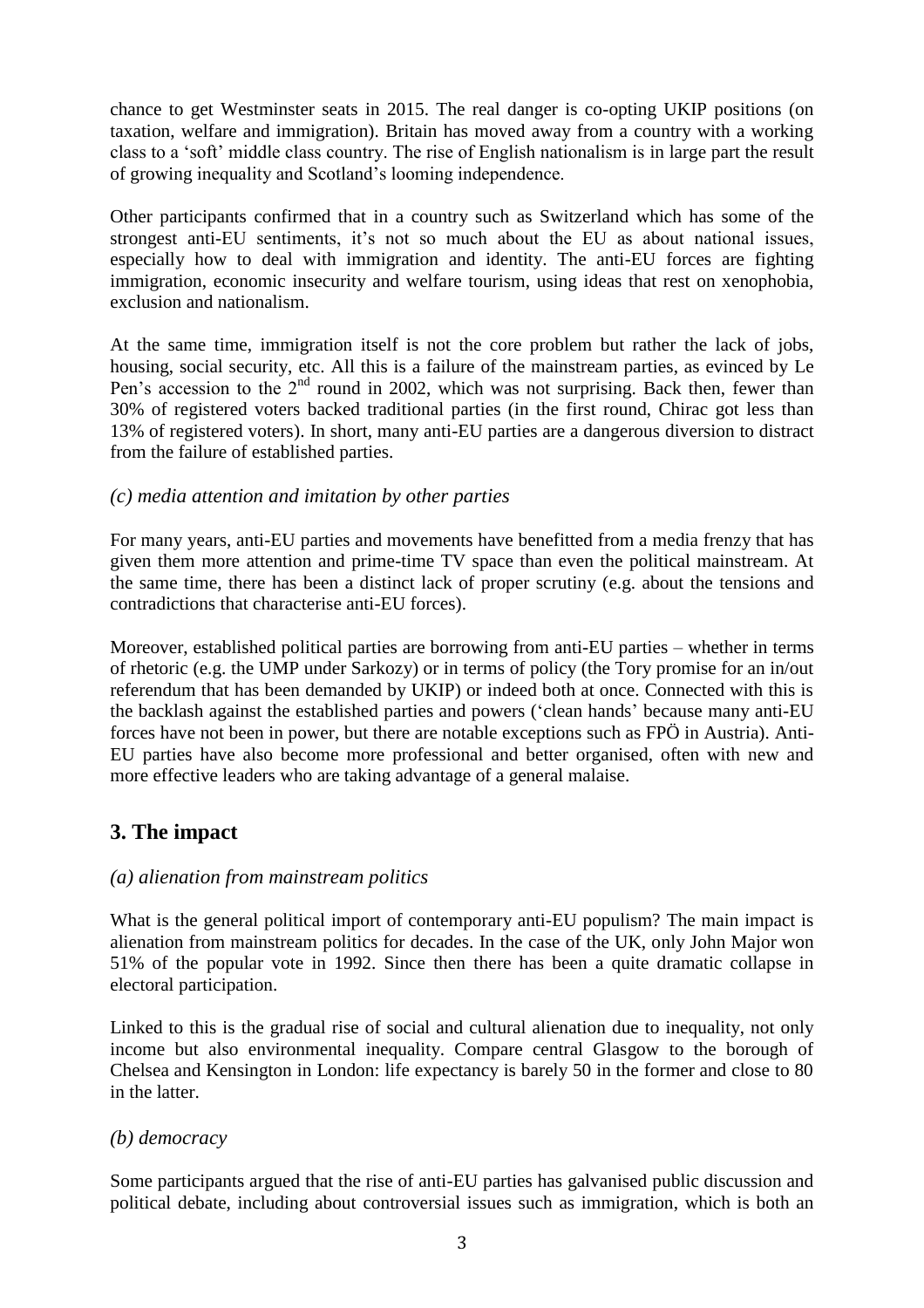chance to get Westminster seats in 2015. The real danger is co-opting UKIP positions (on taxation, welfare and immigration). Britain has moved away from a country with a working class to a 'soft' middle class country. The rise of English nationalism is in large part the result of growing inequality and Scotland's looming independence.

Other participants confirmed that in a country such as Switzerland which has some of the strongest anti-EU sentiments, it's not so much about the EU as about national issues, especially how to deal with immigration and identity. The anti-EU forces are fighting immigration, economic insecurity and welfare tourism, using ideas that rest on xenophobia, exclusion and nationalism.

At the same time, immigration itself is not the core problem but rather the lack of jobs, housing, social security, etc. All this is a failure of the mainstream parties, as evinced by Le Pen's accession to the 2nd round in 2002, which was not surprising. Back then, fewer than 30% of registered voters backed traditional parties (in the first round, Chirac got less than 13% of registered voters). In short, many anti-EU parties are a dangerous diversion to distract from the failure of established parties.

### *(c) media attention and imitation by other parties*

For many years, anti-EU parties and movements have benefitted from a media frenzy that has given them more attention and prime-time TV space than even the political mainstream. At the same time, there has been a distinct lack of proper scrutiny (e.g. about the tensions and contradictions that characterise anti-EU forces).

Moreover, established political parties are borrowing from anti-EU parties – whether in terms of rhetoric (e.g. the UMP under Sarkozy) or in terms of policy (the Tory promise for an in/out referendum that has been demanded by UKIP) or indeed both at once. Connected with this is the backlash against the established parties and powers ('clean hands' because many anti-EU forces have not been in power, but there are notable exceptions such as FPÖ in Austria). Anti-EU parties have also become more professional and better organised, often with new and more effective leaders who are taking advantage of a general malaise.

## 3. The impact

### *(a) alienation from mainstream politics*

What is the general political import of contemporary anti-EU populism? The main impact is alienation from mainstream politics for decades. In the case of the UK, only John Major won 51% of the popular vote in 1992. Since then there has been a quite dramatic collapse in electoral participation.

Linked to this is the gradual rise of social and cultural alienation due to inequality, not only income but also environmental inequality. Compare central Glasgow to the borough of Chelsea and Kensington in London: life expectancy is barely 50 in the former and close to 80 in the latter.

### *(b) democracy*

Some participants argued that the rise of anti-EU parties has galvanised public discussion and political debate, including about controversial issues such as immigration, which is both an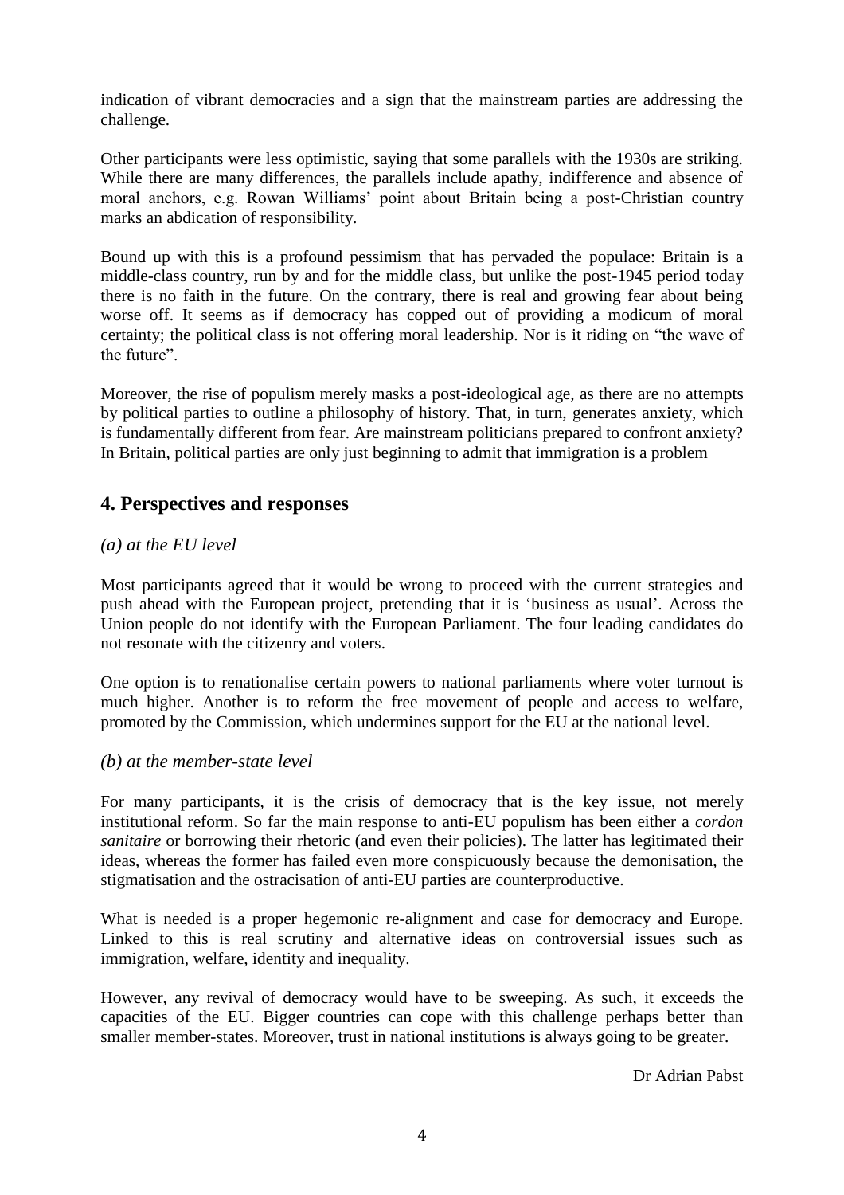indication of vibrant democracies and a sign that the mainstream parties are addressing the challenge.

Other participants were less optimistic, saying that some parallels with the 1930s are striking. While there are many differences, the parallels include apathy, indifference and absence of moral anchors, e.g. Rowan Williams' point about Britain being a post-Christian country marks an abdication of responsibility.

Bound up with this is a profound pessimism that has pervaded the populace: Britain is a middle-class country, run by and for the middle class, but unlike the post-1945 period today there is no faith in the future. On the contrary, there is real and growing fear about being worse off. It seems as if democracy has copped out of providing a modicum of moral certainty; the political class is not offering moral leadership. Nor is it riding on "the wave of the future".

Moreover, the rise of populism merely masks a post-ideological age, as there are no attempts by political parties to outline a philosophy of history. That, in turn, generates anxiety, which is fundamentally different from fear. Are mainstream politicians prepared to confront anxiety? In Britain, political parties are only just beginning to admit that immigration is a problem

## 4. Perspectives and responses

### *(a) at the EU level*

Most participants agreed that it would be wrong to proceed with the current strategies and push ahead with the European project, pretending that it is 'business as usual'. Across the Union people do not identify with the European Parliament. The four leading candidates do not resonate with the citizenry and voters.

One option is to renationalise certain powers to national parliaments where voter turnout is much higher. Another is to reform the free movement of people and access to welfare, promoted by the Commission, which undermines support for the EU at the national level.

### *(b) at the member-state level*

For many participants, it is the crisis of democracy that is the key issue, not merely institutional reform. So far the main response to anti-EU populism has been either a *cordon sanitaire* or borrowing their rhetoric (and even their policies). The latter has legitimated their ideas, whereas the former has failed even more conspicuously because the demonisation, the stigmatisation and the ostracisation of anti-EU parties are counterproductive.

What is needed is a proper hegemonic re-alignment and case for democracy and Europe. Linked to this is real scrutiny and alternative ideas on controversial issues such as immigration, welfare, identity and inequality.

However, any revival of democracy would have to be sweeping. As such, it exceeds the capacities of the EU. Bigger countries can cope with this challenge perhaps better than smaller member-states. Moreover, trust in national institutions is always going to be greater.

Dr Adrian Pabst